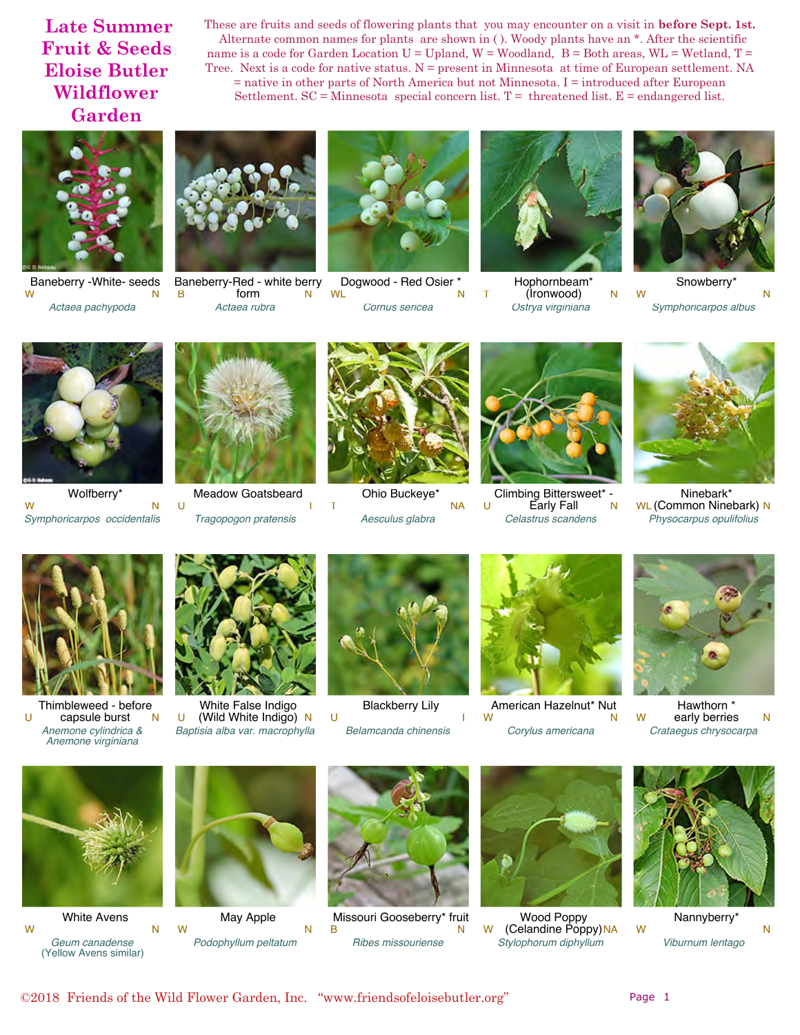# Late Summer Fruit & Seeds Eloise Butler Wildflower Garden

These are fruits and seeds of flowering plants that you may encounter on a visit in **before Sept. 1st.** Alternate common names for plants are shown in ( ). Woody plants have an *. After the scientific name is a code for Garden Location U = Upland, W = Woodland, B = Both areas, WL = Wetland, T = Tree. Next is a code for native status. N = present in Minnesota at time of European settlement. NA = native in other parts of North America but not Minnesota. I = introduced after European Settlement. SC = Minnesota special concern list. T = threatened list. E = endangered list.

| Common Name | Location | Status | Scientific Name |
|---|---|---|---|
| Baneberry -White- seeds | W | N | *Actaea pachypoda* |
| Baneberry-Red - white berry form | B | N | *Actaea rubra* |
| Dogwood - Red Osier * | WL | N | *Cornus sericea* |
| Hophornbeam* (Ironwood) | T | N | *Ostrya virginiana* |
| Snowberry* | W | N | *Symphoricarpos albus* |
| Wolfberry* | W | N | *Symphoricarpos occidentalis* |
| Meadow Goatsbeard | U | I | *Tragopogon pratensis* |
| Ohio Buckeye* | T | NA | *Aesculus glabra* |
| Climbing Bittersweet* - Early Fall | U | N | *Celastrus scandens* |
| Ninebark* (Common Ninebark) | WL | N | *Physocarpus opulifolius* |
| Thimbleweed - before capsule burst | U | N | *Anemone cylindrica & Anemone virginiana* |
| White False Indigo (Wild White Indigo) | U | N | *Baptisia alba var. macrophylla* |
| Blackberry Lily | U | I | *Belamcanda chinensis* |
| American Hazelnut* Nut | W | N | *Corylus americana* |
| Hawthorn * early berries | W | N | *Crataegus chrysocarpa* |
| White Avens | W | N | *Geum canadense* (Yellow Avens similar) |
| May Apple | W | N | *Podophyllum peltatum* |
| Missouri Gooseberry* fruit | B | N | *Ribes missouriense* |
| Wood Poppy (Celandine Poppy) | W | NA | *Stylophorum diphyllum* |
| Nannyberry* | W | N | *Viburnum lentago* |

©2018 Friends of the Wild Flower Garden, Inc. "www.friendsofeloisebutler.org"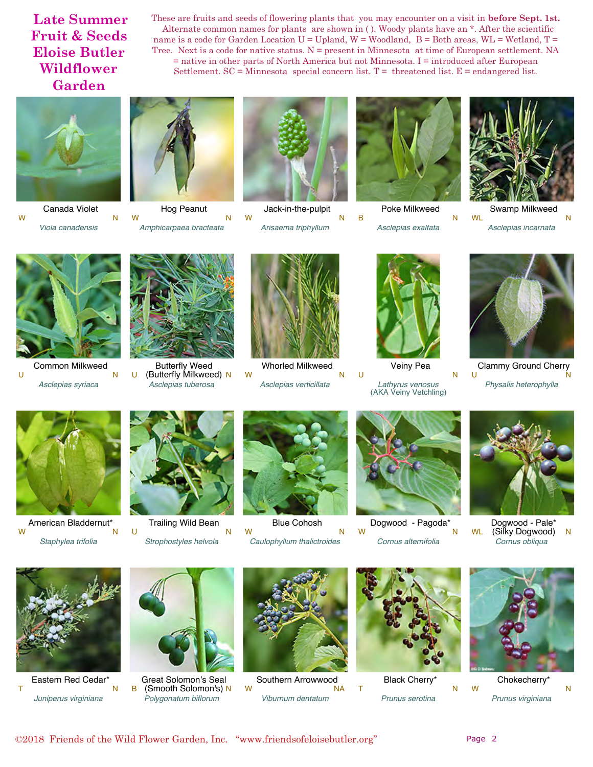# Late Summer Fruit & Seeds Eloise Butler Wildflower Garden

These are fruits and seeds of flowering plants that you may encounter on a visit in **before Sept. 1st.** Alternate common names for plants are shown in ( ). Woody plants have an *. After the scientific name is a code for Garden Location U = Upland, W = Woodland, B = Both areas, WL = Wetland, T = Tree. Next is a code for native status. N = present in Minnesota at time of European settlement. NA = native in other parts of North America but not Minnesota. I = introduced after European Settlement. SC = Minnesota special concern list. T = threatened list. E = endangered list.

| Common Name | Scientific Name | Location | Status |
|---|---|---|---|
| Canada Violet | *Viola canadensis* | W | N |
| Hog Peanut | *Amphicarpaea bracteata* | W | N |
| Jack-in-the-pulpit | *Arisaema triphyllum* | W | N |
| Poke Milkweed | *Asclepias exaltata* | B | N |
| Swamp Milkweed | *Asclepias incarnata* | WL | N |
| Common Milkweed | *Asclepias syriaca* | U | N |
| Butterfly Weed (Butterfly Milkweed) | *Asclepias tuberosa* | U | N |
| Whorled Milkweed | *Asclepias verticillata* | W | N |
| Veiny Pea | *Lathyrus venosus* (AKA Veiny Vetchling) | U | N |
| Clammy Ground Cherry | *Physalis heterophylla* | U | N |
| American Bladdernut* | *Staphylea trifolia* | W | N |
| Trailing Wild Bean | *Strophostyles helvola* | U | N |
| Blue Cohosh | *Caulophyllum thalictroides* | W | N |
| Dogwood - Pagoda* | *Cornus alternifolia* | W | N |
| Dogwood - Pale* (Silky Dogwood) | *Cornus obliqua* | WL | N |
| Eastern Red Cedar* | *Juniperus virginiana* | T | N |
| Great Solomon's Seal (Smooth Solomon's) | *Polygonatum biflorum* | B | N |
| Southern Arrowwood | *Viburnum dentatum* | W | NA |
| Black Cherry* | *Prunus serotina* | T | N |
| Chokecherry* | *Prunus virginiana* | W | N |

©2018 Friends of the Wild Flower Garden, Inc. "www.friendsofeloisebutler.org"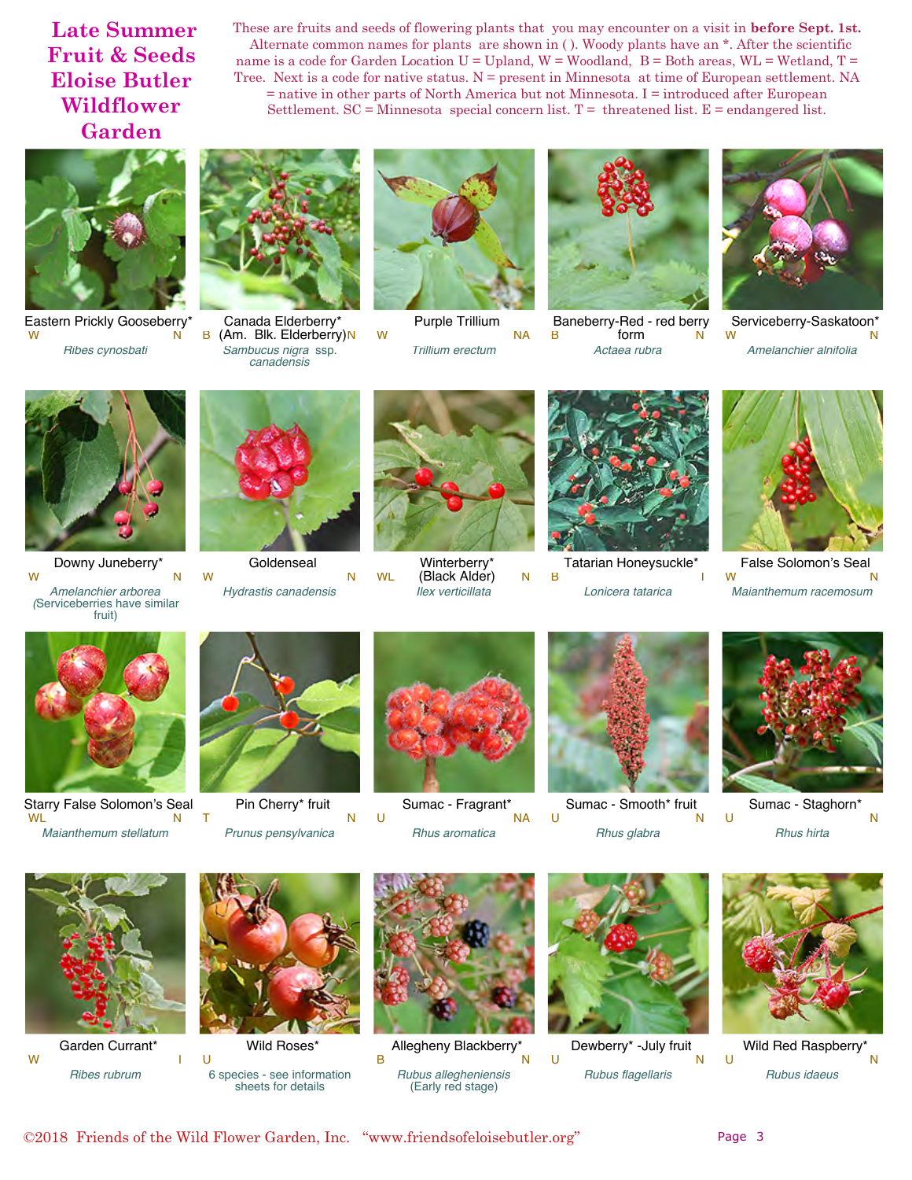# Late Summer Fruit & Seeds Eloise Butler Wildflower Garden

These are fruits and seeds of flowering plants that you may encounter on a visit in **before Sept. 1st.** Alternate common names for plants are shown in ( ). Woody plants have an *. After the scientific name is a code for Garden Location U = Upland, W = Woodland, B = Both areas, WL = Wetland, T = Tree. Next is a code for native status. N = present in Minnesota at time of European settlement. NA = native in other parts of North America but not Minnesota. I = introduced after European Settlement. SC = Minnesota special concern list. T = threatened list. E = endangered list.

| Common Name | Location | Status | Scientific Name |
|---|---|---|---|
| Eastern Prickly Gooseberry* | W | N | *Ribes cynosbati* |
| Canada Elderberry* (Am. Blk. Elderberry) | B | N | *Sambucus nigra* ssp. *canadensis* |
| Purple Trillium | W | NA | *Trillium erectum* |
| Baneberry-Red - red berry form | B | N | *Actaea rubra* |
| Serviceberry-Saskatoon* | W | N | *Amelanchier alnifolia* |
| Downy Juneberry* | W | N | *Amelanchier arborea* (Serviceberries have similar fruit) |
| Goldenseal | W | N | *Hydrastis canadensis* |
| Winterberry* (Black Alder) | WL | N | *Ilex verticillata* |
| Tatarian Honeysuckle* | B | I | *Lonicera tatarica* |
| False Solomon's Seal | W | N | *Maianthemum racemosum* |
| Starry False Solomon's Seal | WL | N | *Maianthemum stellatum* |
| Pin Cherry* fruit | T | N | *Prunus pensylvanica* |
| Sumac - Fragrant* | U | NA | *Rhus aromatica* |
| Sumac - Smooth* fruit | U | N | *Rhus glabra* |
| Sumac - Staghorn* | U | N | *Rhus hirta* |
| Garden Currant* | W | I | *Ribes rubrum* |
| Wild Roses* | U | | 6 species - see information sheets for details |
| Allegheny Blackberry* | B | N | *Rubus allegheniensis* (Early red stage) |
| Dewberry* -July fruit | U | N | *Rubus flagellaris* |
| Wild Red Raspberry* | U | N | *Rubus idaeus* |

©2018 Friends of the Wild Flower Garden, Inc. "www.friendsofeloisebutler.org"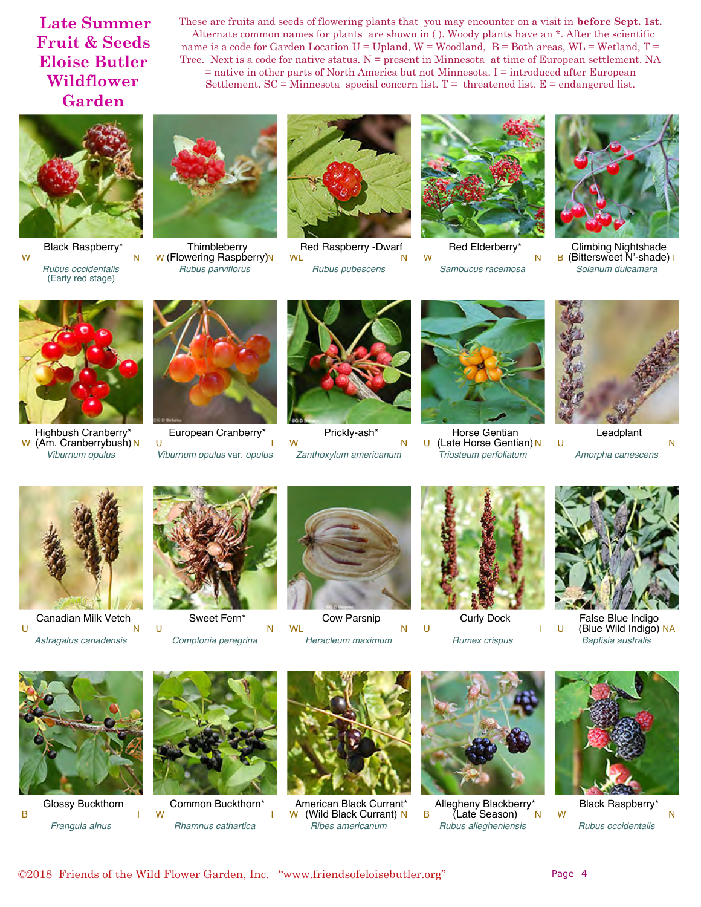# Late Summer Fruit & Seeds Eloise Butler Wildflower Garden

These are fruits and seeds of flowering plants that you may encounter on a visit in **before Sept. 1st.** Alternate common names for plants are shown in ( ). Woody plants have an *. After the scientific name is a code for Garden Location U = Upland, W = Woodland, B = Both areas, WL = Wetland, T = Tree. Next is a code for native status. N = present in Minnesota at time of European settlement. NA = native in other parts of North America but not Minnesota. I = introduced after European Settlement. SC = Minnesota special concern list. T = threatened list. E = endangered list.

| Common Name | Location | Status | Scientific Name |
|---|---|---|---|
| Black Raspberry* | W | N | *Rubus occidentalis* (Early red stage) |
| Thimbleberry (Flowering Raspberry) | W | N | *Rubus parviflorus* |
| Red Raspberry -Dwarf | WL | N | *Rubus pubescens* |
| Red Elderberry* | W | N | *Sambucus racemosa* |
| Climbing Nightshade (Bittersweet N'-shade) | B | I | *Solanum dulcamara* |
| Highbush Cranberry* (Am. Cranberrybush) | W | N | *Viburnum opulus* |
| European Cranberry* | U | I | *Viburnum opulus* var. *opulus* |
| Prickly-ash* | W | N | *Zanthoxylum americanum* |
| Horse Gentian (Late Horse Gentian) | U | N | *Triosteum perfoliatum* |
| Leadplant | U | N | *Amorpha canescens* |
| Canadian Milk Vetch | U | N | *Astragalus canadensis* |
| Sweet Fern* | U | N | *Comptonia peregrina* |
| Cow Parsnip | WL | N | *Heracleum maximum* |
| Curly Dock | U | I | *Rumex crispus* |
| False Blue Indigo (Blue Wild Indigo) | U | NA | *Baptisia australis* |
| Glossy Buckthorn | B | I | *Frangula alnus* |
| Common Buckthorn* | W | I | *Rhamnus cathartica* |
| American Black Currant* (Wild Black Currant) | W | N | *Ribes americanum* |
| Allegheny Blackberry* (Late Season) | B | N | *Rubus allegheniensis* |
| Black Raspberry* | W | N | *Rubus occidentalis* |

©2018 Friends of the Wild Flower Garden, Inc. "www.friendsofeloisebutler.org"